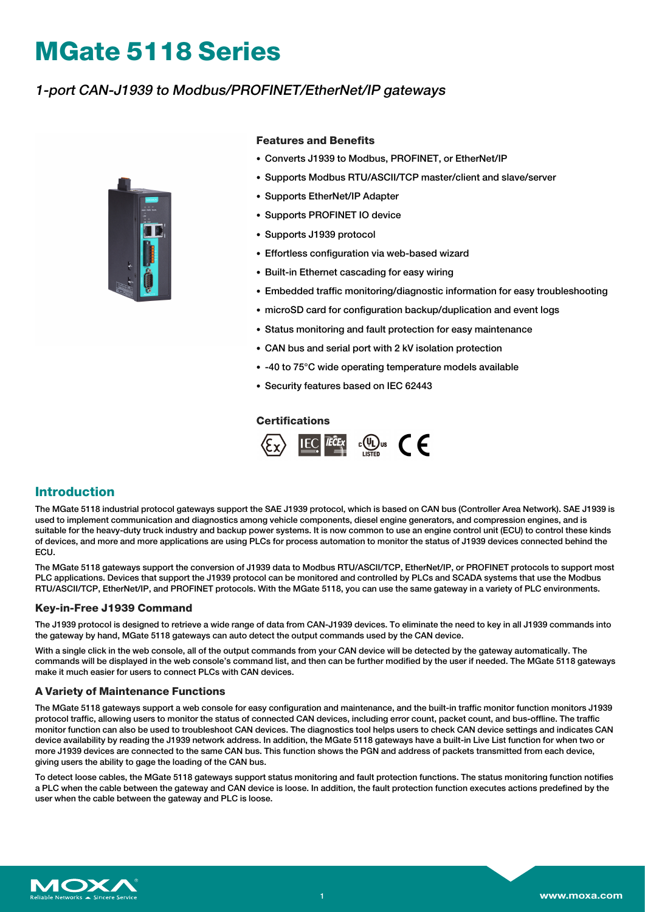# MGate 5118 Series

*1-port CAN-J1939 to Modbus/PROFINET/EtherNet/IP gateways*

### Features and Benefits

- Converts J1939 to Modbus, PROFINET, or EtherNet/IP
- Supports Modbus RTU/ASCII/TCP master/client and slave/server
- Supports EtherNet/IP Adapter
- Supports PROFINET IO device
- Supports J1939 protocol
- Effortless configuration via web-based wizard
- Built-in Ethernet cascading for easy wiring
- Embedded traffic monitoring/diagnostic information for easy troubleshooting
- microSD card for configuration backup/duplication and event logs
- Status monitoring and fault protection for easy maintenance
- CAN bus and serial port with 2 kV isolation protection
- -40 to 75°C wide operating temperature models available
- Security features based on IEC 62443

### Certifications

## Introduction

The MGate 5118 industrial protocol gateways support the SAE J1939 protocol, which is based on CAN bus (Controller Area Network). SAE J1939 is used to implement communication and diagnostics among vehicle components, diesel engine generators, and compression engines, and is suitable for the heavy-duty truck industry and backup power systems. It is now common to use an engine control unit (ECU) to control these kinds of devices, and more and more applications are using PLCs for process automation to monitor the status of J1939 devices connected behind the ECU.

The MGate 5118 gateways support the conversion of J1939 data to Modbus RTU/ASCII/TCP, EtherNet/IP, or PROFINET protocols to support most PLC applications. Devices that support the J1939 protocol can be monitored and controlled by PLCs and SCADA systems that use the Modbus RTU/ASCII/TCP, EtherNet/IP, and PROFINET protocols. With the MGate 5118, you can use the same gateway in a variety of PLC environments.

### Key-in-Free J1939 Command

The J1939 protocol is designed to retrieve a wide range of data from CAN-J1939 devices. To eliminate the need to key in all J1939 commands into the gateway by hand, MGate 5118 gateways can auto detect the output commands used by the CAN device.

With a single click in the web console, all of the output commands from your CAN device will be detected by the gateway automatically. The commands will be displayed in the web console's command list, and then can be further modified by the user if needed. The MGate 5118 gateways make it much easier for users to connect PLCs with CAN devices.

### A Variety of Maintenance Functions

The MGate 5118 gateways support a web console for easy configuration and maintenance, and the built-in traffic monitor function monitors J1939 protocol traffic, allowing users to monitor the status of connected CAN devices, including error count, packet count, and bus-offline. The traffic monitor function can also be used to troubleshoot CAN devices. The diagnostics tool helps users to check CAN device settings and indicates CAN device availability by reading the J1939 network address. In addition, the MGate 5118 gateways have a built-in Live List function for when two or more J1939 devices are connected to the same CAN bus. This function shows the PGN and address of packets transmitted from each device, giving users the ability to gage the loading of the CAN bus.

To detect loose cables, the MGate 5118 gateways support status monitoring and fault protection functions. The status monitoring function notifies a PLC when the cable between the gateway and CAN device is loose. In addition, the fault protection function executes actions predefined by the user when the cable between the gateway and PLC is loose.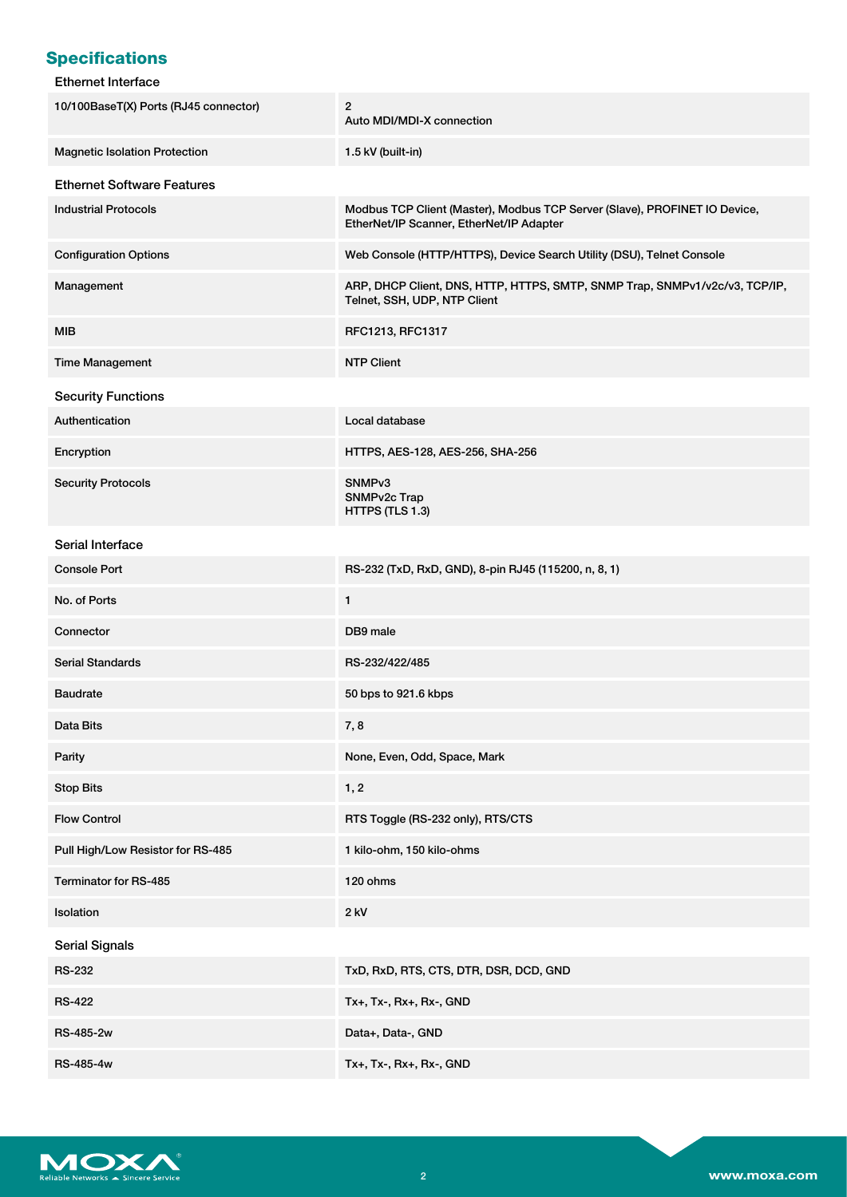## Specifications

### Ethernet Interface

| | |
|---|---|
| 10/100BaseT(X) Ports (RJ45 connector) | 2<br>Auto MDI/MDI-X connection |
| Magnetic Isolation Protection | 1.5 kV (built-in) |

### Ethernet Software Features

| | |
|---|---|
| Industrial Protocols | Modbus TCP Client (Master), Modbus TCP Server (Slave), PROFINET IO Device, EtherNet/IP Scanner, EtherNet/IP Adapter |
| Configuration Options | Web Console (HTTP/HTTPS), Device Search Utility (DSU), Telnet Console |
| Management | ARP, DHCP Client, DNS, HTTP, HTTPS, SMTP, SNMP Trap, SNMPv1/v2c/v3, TCP/IP, Telnet, SSH, UDP, NTP Client |
| MIB | RFC1213, RFC1317 |
| Time Management | NTP Client |

### Security Functions

| | |
|---|---|
| Authentication | Local database |
| Encryption | HTTPS, AES-128, AES-256, SHA-256 |
| Security Protocols | SNMPv3<br>SNMPv2c Trap<br>HTTPS (TLS 1.3) |

### Serial Interface

| | |
|---|---|
| Console Port | RS-232 (TxD, RxD, GND), 8-pin RJ45 (115200, n, 8, 1) |
| No. of Ports | 1 |
| Connector | DB9 male |
| Serial Standards | RS-232/422/485 |
| Baudrate | 50 bps to 921.6 kbps |
| Data Bits | 7, 8 |
| Parity | None, Even, Odd, Space, Mark |
| Stop Bits | 1, 2 |
| Flow Control | RTS Toggle (RS-232 only), RTS/CTS |
| Pull High/Low Resistor for RS-485 | 1 kilo-ohm, 150 kilo-ohms |
| Terminator for RS-485 | 120 ohms |
| Isolation | 2 kV |

### Serial Signals

| | |
|---|---|
| RS-232 | TxD, RxD, RTS, CTS, DTR, DSR, DCD, GND |
| RS-422 | Tx+, Tx-, Rx+, Rx-, GND |
| RS-485-2w | Data+, Data-, GND |
| RS-485-4w | Tx+, Tx-, Rx+, Rx-, GND |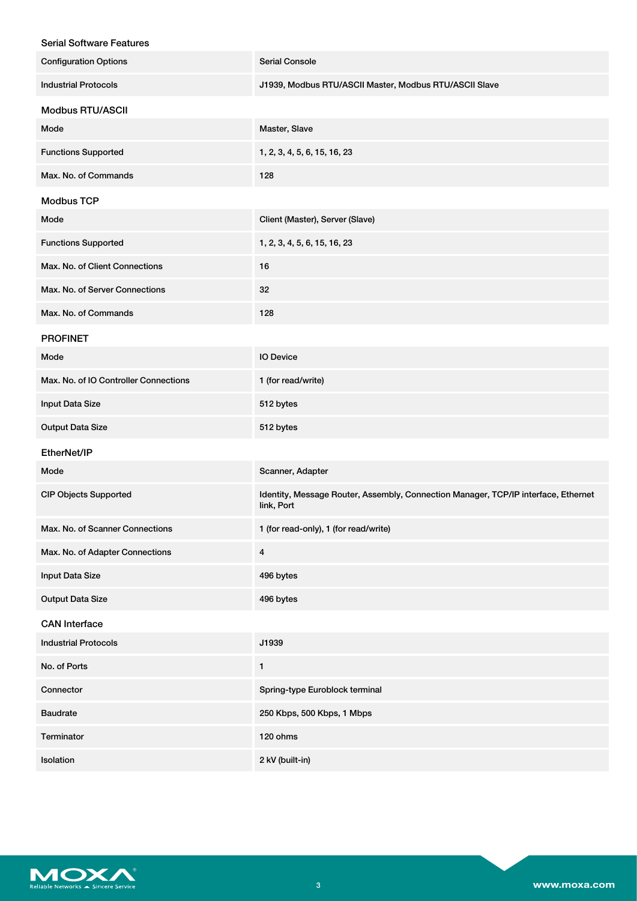### Serial Software Features

| | |
|---|---|
| Configuration Options | Serial Console |
| Industrial Protocols | J1939, Modbus RTU/ASCII Master, Modbus RTU/ASCII Slave |

### Modbus RTU/ASCII

| | |
|---|---|
| Mode | Master, Slave |
| Functions Supported | 1, 2, 3, 4, 5, 6, 15, 16, 23 |
| Max. No. of Commands | 128 |

### Modbus TCP

| | |
|---|---|
| Mode | Client (Master), Server (Slave) |
| Functions Supported | 1, 2, 3, 4, 5, 6, 15, 16, 23 |
| Max. No. of Client Connections | 16 |
| Max. No. of Server Connections | 32 |
| Max. No. of Commands | 128 |

### PROFINET

| | |
|---|---|
| Mode | IO Device |
| Max. No. of IO Controller Connections | 1 (for read/write) |
| Input Data Size | 512 bytes |
| Output Data Size | 512 bytes |

### EtherNet/IP

| | |
|---|---|
| Mode | Scanner, Adapter |
| CIP Objects Supported | Identity, Message Router, Assembly, Connection Manager, TCP/IP interface, Ethernet link, Port |
| Max. No. of Scanner Connections | 1 (for read-only), 1 (for read/write) |
| Max. No. of Adapter Connections | 4 |
| Input Data Size | 496 bytes |
| Output Data Size | 496 bytes |

### CAN Interface

| | |
|---|---|
| Industrial Protocols | J1939 |
| No. of Ports | 1 |
| Connector | Spring-type Euroblock terminal |
| Baudrate | 250 Kbps, 500 Kbps, 1 Mbps |
| Terminator | 120 ohms |
| Isolation | 2 kV (built-in) |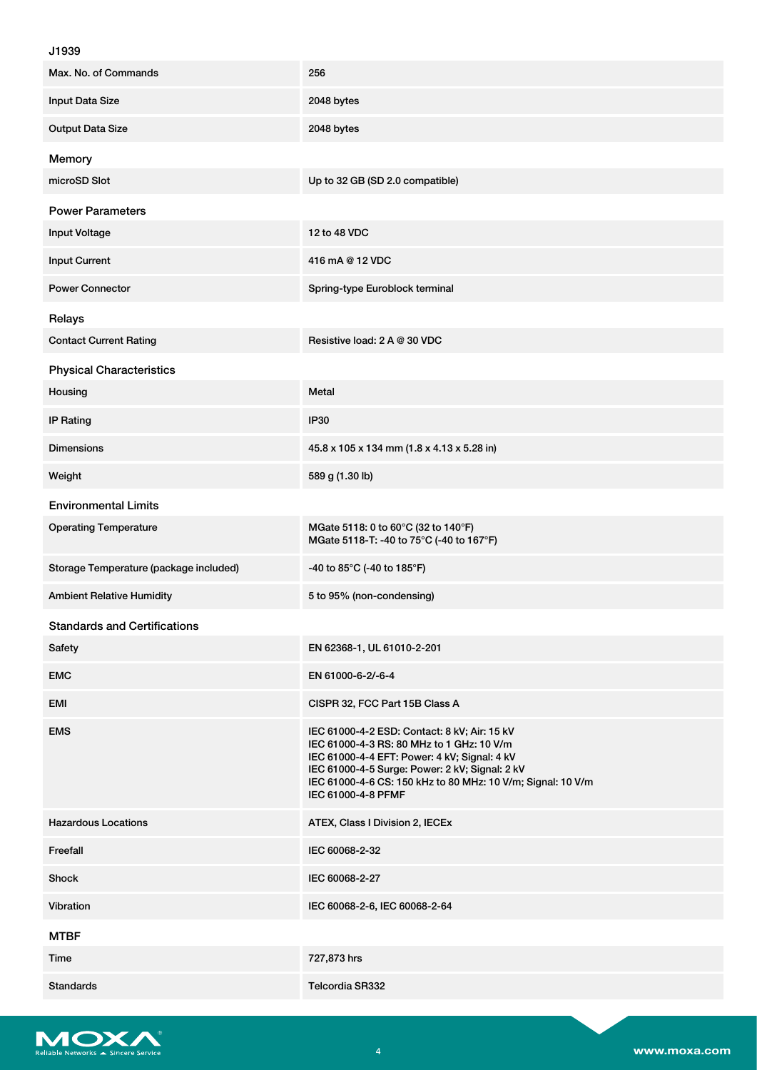### J1939

| | |
|---|---|
| Max. No. of Commands | 256 |
| Input Data Size | 2048 bytes |
| Output Data Size | 2048 bytes |

### Memory

| | |
|---|---|
| microSD Slot | Up to 32 GB (SD 2.0 compatible) |

### Power Parameters

| | |
|---|---|
| Input Voltage | 12 to 48 VDC |
| Input Current | 416 mA @ 12 VDC |
| Power Connector | Spring-type Euroblock terminal |

### Relays

| | |
|---|---|
| Contact Current Rating | Resistive load: 2 A @ 30 VDC |

### Physical Characteristics

| | |
|---|---|
| Housing | Metal |
| IP Rating | IP30 |
| Dimensions | 45.8 x 105 x 134 mm (1.8 x 4.13 x 5.28 in) |
| Weight | 589 g (1.30 lb) |

### Environmental Limits

| | |
|---|---|
| Operating Temperature | MGate 5118: 0 to 60°C (32 to 140°F)<br>MGate 5118-T: -40 to 75°C (-40 to 167°F) |
| Storage Temperature (package included) | -40 to 85°C (-40 to 185°F) |
| Ambient Relative Humidity | 5 to 95% (non-condensing) |

### Standards and Certifications

| | |
|---|---|
| Safety | EN 62368-1, UL 61010-2-201 |
| EMC | EN 61000-6-2/-6-4 |
| EMI | CISPR 32, FCC Part 15B Class A |
| EMS | IEC 61000-4-2 ESD: Contact: 8 kV; Air: 15 kV<br>IEC 61000-4-3 RS: 80 MHz to 1 GHz: 10 V/m<br>IEC 61000-4-4 EFT: Power: 4 kV; Signal: 4 kV<br>IEC 61000-4-5 Surge: Power: 2 kV; Signal: 2 kV<br>IEC 61000-4-6 CS: 150 kHz to 80 MHz: 10 V/m; Signal: 10 V/m<br>IEC 61000-4-8 PFMF |
| Hazardous Locations | ATEX, Class I Division 2, IECEx |
| Freefall | IEC 60068-2-32 |
| Shock | IEC 60068-2-27 |
| Vibration | IEC 60068-2-6, IEC 60068-2-64 |

### MTBF

| | |
|---|---|
| Time | 727,873 hrs |
| Standards | Telcordia SR332 |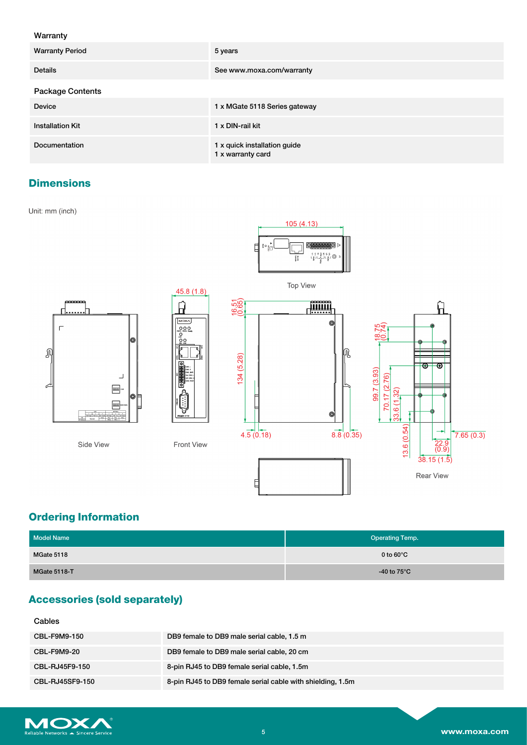### Warranty

| | |
|---|---|
| Warranty Period | 5 years |
| Details | See www.moxa.com/warranty |

### Package Contents

| | |
|---|---|
| Device | 1 x MGate 5118 Series gateway |
| Installation Kit | 1 x DIN-rail kit |
| Documentation | 1 x quick installation guide<br>1 x warranty card |

## Dimensions

Unit: mm (inch)

Top View

Side View

Front View

Rear View

## Ordering Information

| Model Name | Operating Temp. |
|---|---|
| MGate 5118 | 0 to 60°C |
| MGate 5118-T | -40 to 75°C |

## Accessories (sold separately)

### Cables

| | |
|---|---|
| CBL-F9M9-150 | DB9 female to DB9 male serial cable, 1.5 m |
| CBL-F9M9-20 | DB9 female to DB9 male serial cable, 20 cm |
| CBL-RJ45F9-150 | 8-pin RJ45 to DB9 female serial cable, 1.5m |
| CBL-RJ45SF9-150 | 8-pin RJ45 to DB9 female serial cable with shielding, 1.5m |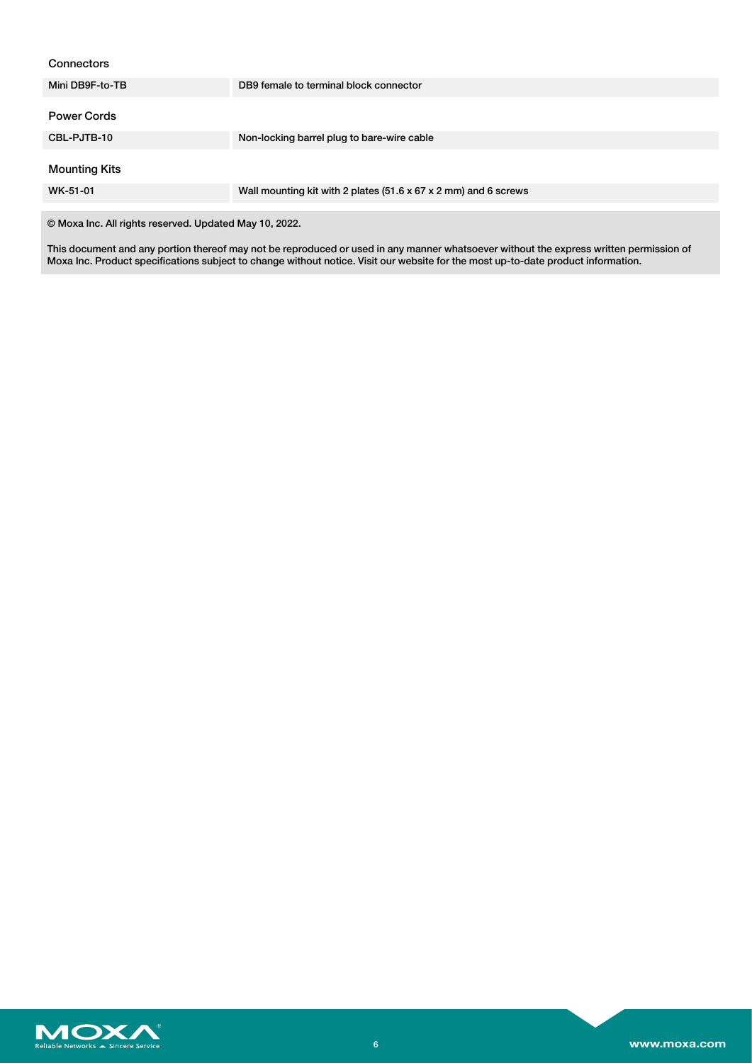### Connectors

| | |
|---|---|
| Mini DB9F-to-TB | DB9 female to terminal block connector |

### Power Cords

| | |
|---|---|
| CBL-PJTB-10 | Non-locking barrel plug to bare-wire cable |

### Mounting Kits

| | |
|---|---|
| WK-51-01 | Wall mounting kit with 2 plates (51.6 x 67 x 2 mm) and 6 screws |

© Moxa Inc. All rights reserved. Updated May 10, 2022.

This document and any portion thereof may not be reproduced or used in any manner whatsoever without the express written permission of Moxa Inc. Product specifications subject to change without notice. Visit our website for the most up-to-date product information.